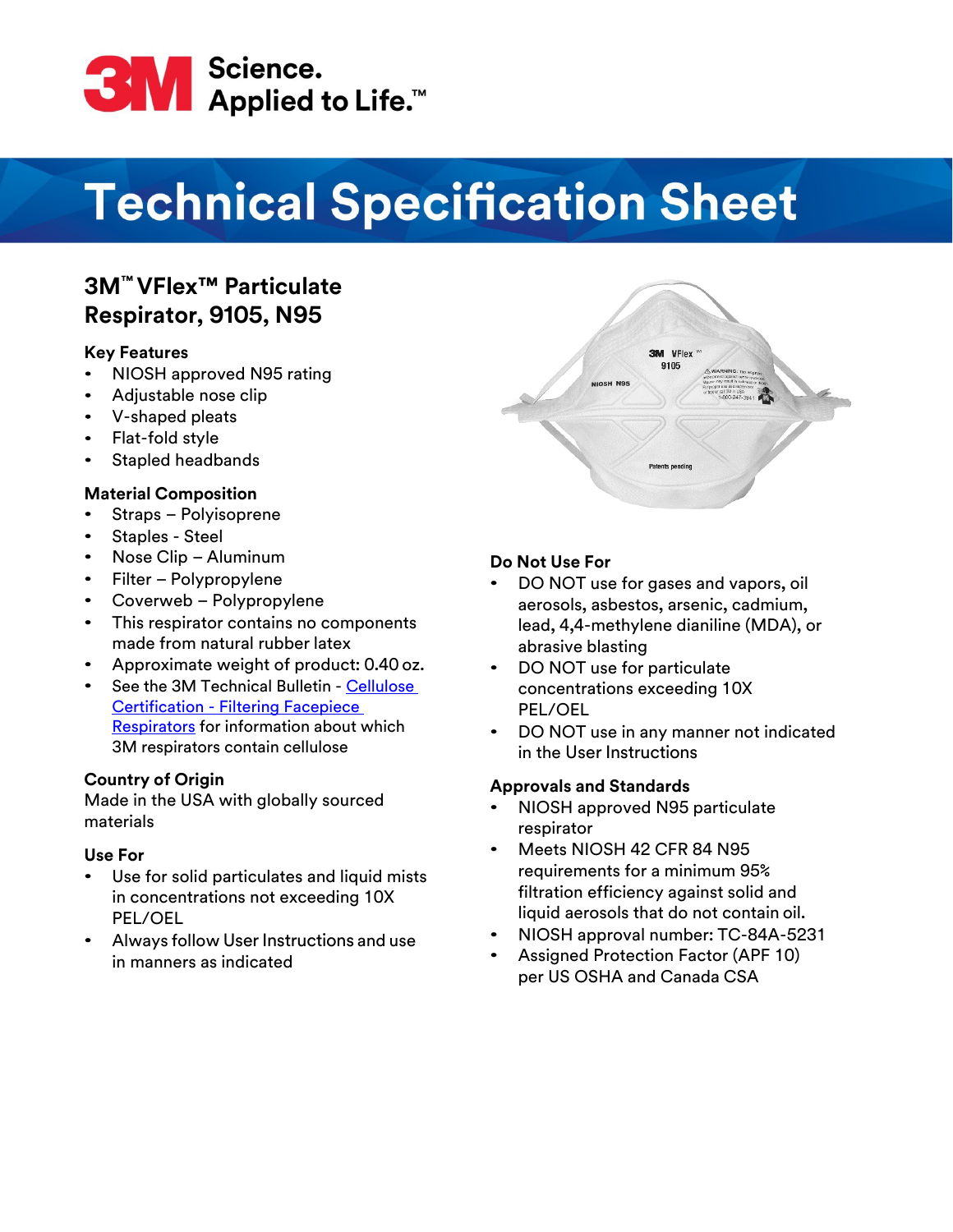3M Science. Applied to Life.™

# Technical Specification Sheet

## 3M™ VFlex™ Particulate Respirator, 9105, N95

### Key Features

- NIOSH approved N95 rating
- Adjustable nose clip
- V-shaped pleats
- Flat-fold style
- Stapled headbands

### Material Composition

- Straps – Polyisoprene
- Staples - Steel
- Nose Clip – Aluminum
- Filter – Polypropylene
- Coverweb – Polypropylene
- This respirator contains no components made from natural rubber latex
- Approximate weight of product: 0.40 oz.
- See the 3M Technical Bulletin - Cellulose Certification - Filtering Facepiece Respirators for information about which 3M respirators contain cellulose

### Country of Origin

Made in the USA with globally sourced materials

### Use For

- Use for solid particulates and liquid mists in concentrations not exceeding 10X PEL/OEL
- Always follow User Instructions and use in manners as indicated

### Do Not Use For

- DO NOT use for gases and vapors, oil aerosols, asbestos, arsenic, cadmium, lead, 4,4-methylene dianiline (MDA), or abrasive blasting
- DO NOT use for particulate concentrations exceeding 10X PEL/OEL
- DO NOT use in any manner not indicated in the User Instructions

### Approvals and Standards

- NIOSH approved N95 particulate respirator
- Meets NIOSH 42 CFR 84 N95 requirements for a minimum 95% filtration efficiency against solid and liquid aerosols that do not contain oil.
- NIOSH approval number: TC-84A-5231
- Assigned Protection Factor (APF 10) per US OSHA and Canada CSA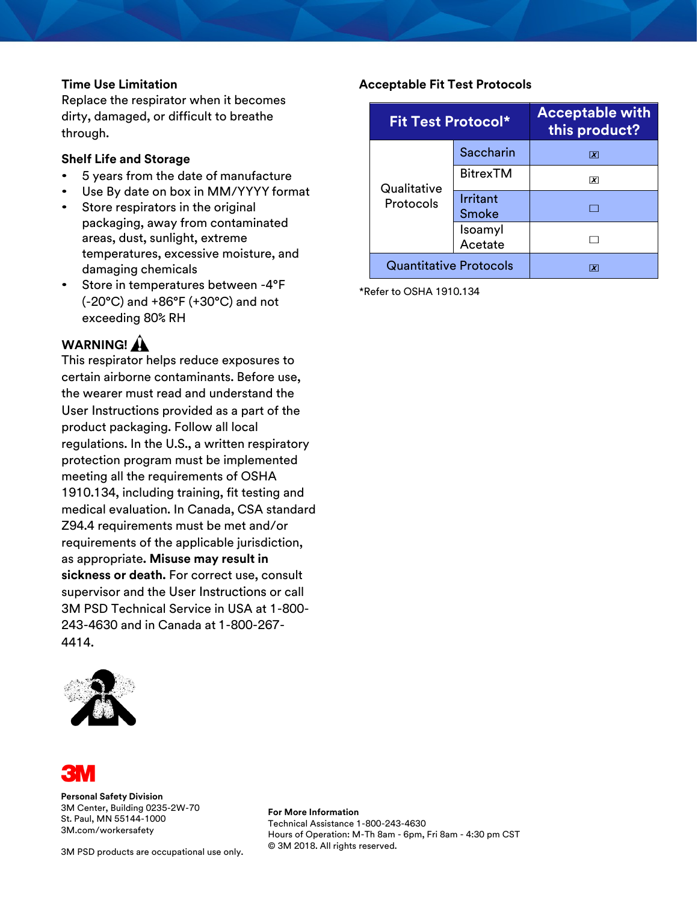**Time Use Limitation**

Replace the respirator when it becomes dirty, damaged, or difficult to breathe through.

**Shelf Life and Storage**

- 5 years from the date of manufacture
- Use By date on box in MM/YYYY format
- Store respirators in the original packaging, away from contaminated areas, dust, sunlight, extreme temperatures, excessive moisture, and damaging chemicals
- Store in temperatures between -4°F (-20°C) and +86°F (+30°C) and not exceeding 80% RH

**WARNING!**

This respirator helps reduce exposures to certain airborne contaminants. Before use, the wearer must read and understand the User Instructions provided as a part of the product packaging. Follow all local regulations. In the U.S., a written respiratory protection program must be implemented meeting all the requirements of OSHA 1910.134, including training, fit testing and medical evaluation. In Canada, CSA standard Z94.4 requirements must be met and/or requirements of the applicable jurisdiction, as appropriate. **Misuse may result in sickness or death.** For correct use, consult supervisor and the User Instructions or call 3M PSD Technical Service in USA at 1-800-243-4630 and in Canada at 1-800-267-4414.

**Acceptable Fit Test Protocols**

| Fit Test Protocol* | | Acceptable with this product? |
|---|---|---|
| Qualitative Protocols | Saccharin | ☒ |
| | BitrexTM | ☒ |
| | Irritant Smoke | ☐ |
| | Isoamyl Acetate | ☐ |
| Quantitative Protocols | | ☒ |

*Refer to OSHA 1910.134

3M

**Personal Safety Division**
3M Center, Building 0235-2W-70
St. Paul, MN 55144-1000
3M.com/workersafety

3M PSD products are occupational use only.

**For More Information**
Technical Assistance 1-800-243-4630
Hours of Operation: M-Th 8am - 6pm, Fri 8am - 4:30 pm CST
© 3M 2018. All rights reserved.